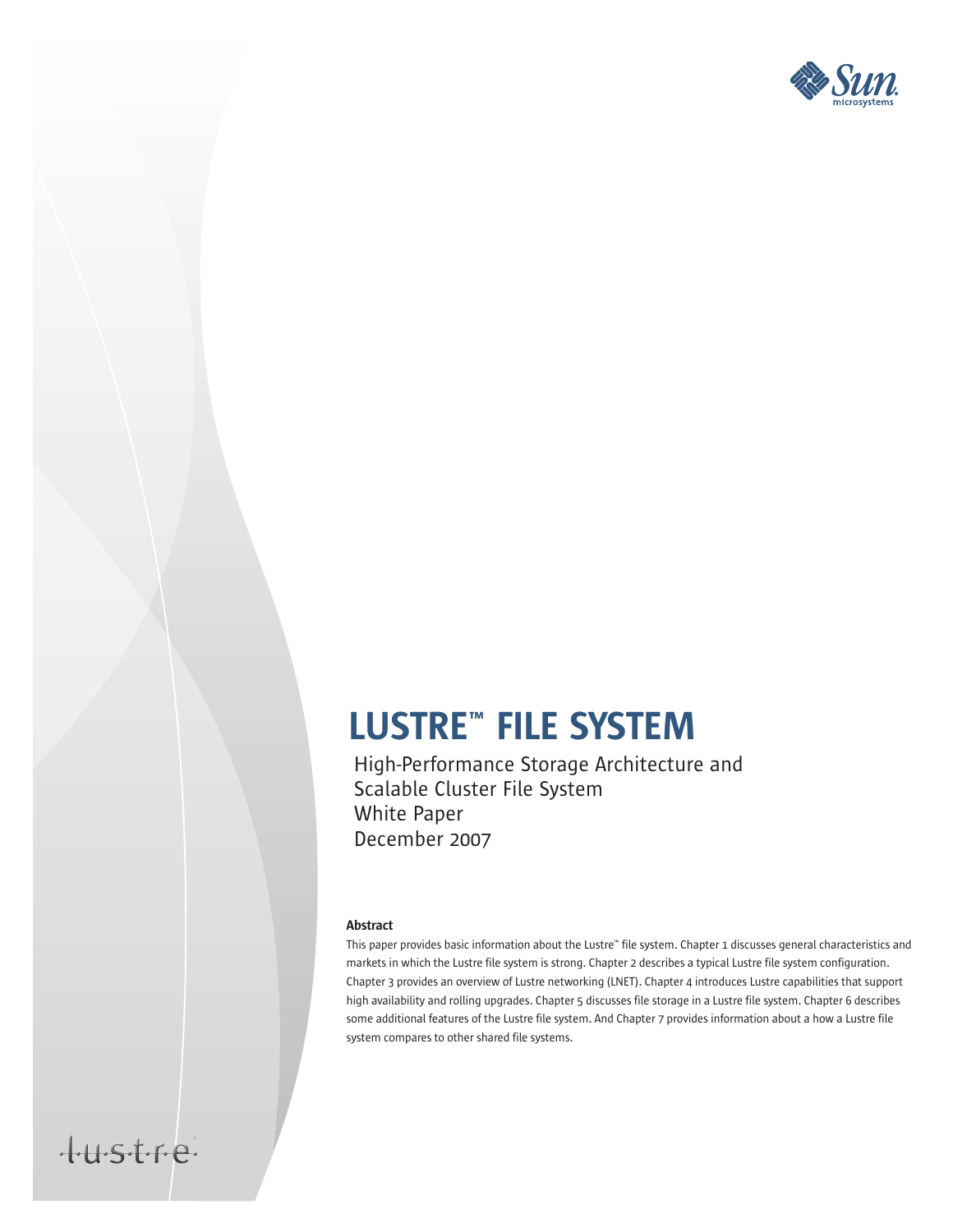# LUSTRE™ FILE SYSTEM

High-Performance Storage Architecture and Scalable Cluster File System
White Paper
December 2007

**Abstract**

This paper provides basic information about the Lustre™ file system. Chapter 1 discusses general characteristics and markets in which the Lustre file system is strong. Chapter 2 describes a typical Lustre file system configuration. Chapter 3 provides an overview of Lustre networking (LNET). Chapter 4 introduces Lustre capabilities that support high availability and rolling upgrades. Chapter 5 discusses file storage in a Lustre file system. Chapter 6 describes some additional features of the Lustre file system. And Chapter 7 provides information about a how a Lustre file system compares to other shared file systems.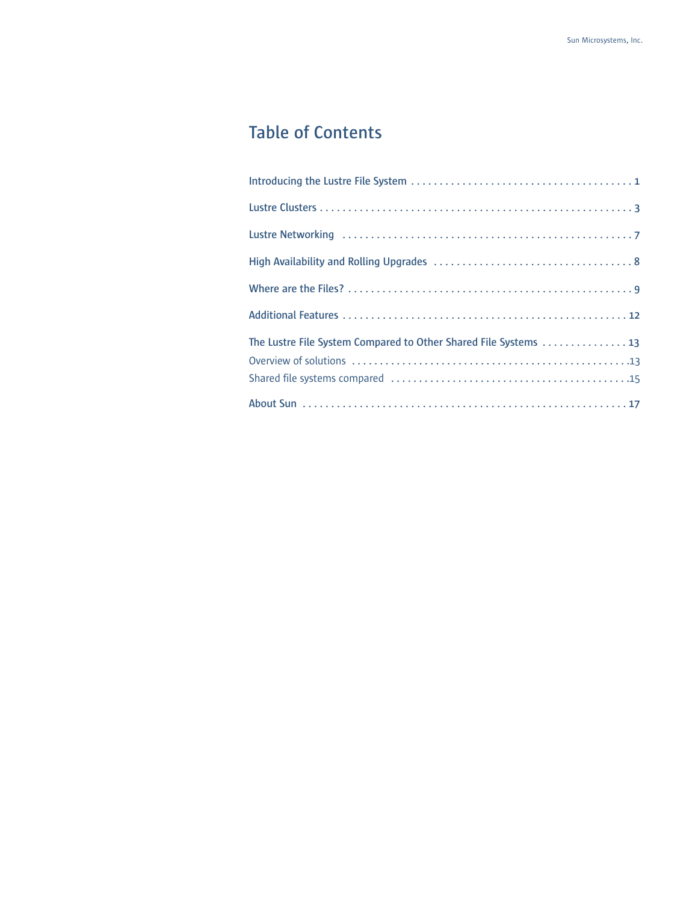# Table of Contents

Introducing the Lustre File System . . . . . . . . . . . . . . . . . . . . . . . . . . . . . . . . . . . . . . 1

Lustre Clusters . . . . . . . . . . . . . . . . . . . . . . . . . . . . . . . . . . . . . . . . . . . . . . . . . . . . . 3

Lustre Networking . . . . . . . . . . . . . . . . . . . . . . . . . . . . . . . . . . . . . . . . . . . . . . . . . . 7

High Availability and Rolling Upgrades . . . . . . . . . . . . . . . . . . . . . . . . . . . . . . . . . . 8

Where are the Files? . . . . . . . . . . . . . . . . . . . . . . . . . . . . . . . . . . . . . . . . . . . . . . . . . 9

Additional Features . . . . . . . . . . . . . . . . . . . . . . . . . . . . . . . . . . . . . . . . . . . . . . . . . 12

The Lustre File System Compared to Other Shared File Systems . . . . . . . . . . . . . . . 13

Overview of solutions . . . . . . . . . . . . . . . . . . . . . . . . . . . . . . . . . . . . . . . . . . . . . . . .13

Shared file systems compared . . . . . . . . . . . . . . . . . . . . . . . . . . . . . . . . . . . . . . . . .15

About Sun . . . . . . . . . . . . . . . . . . . . . . . . . . . . . . . . . . . . . . . . . . . . . . . . . . . . . . . . . 17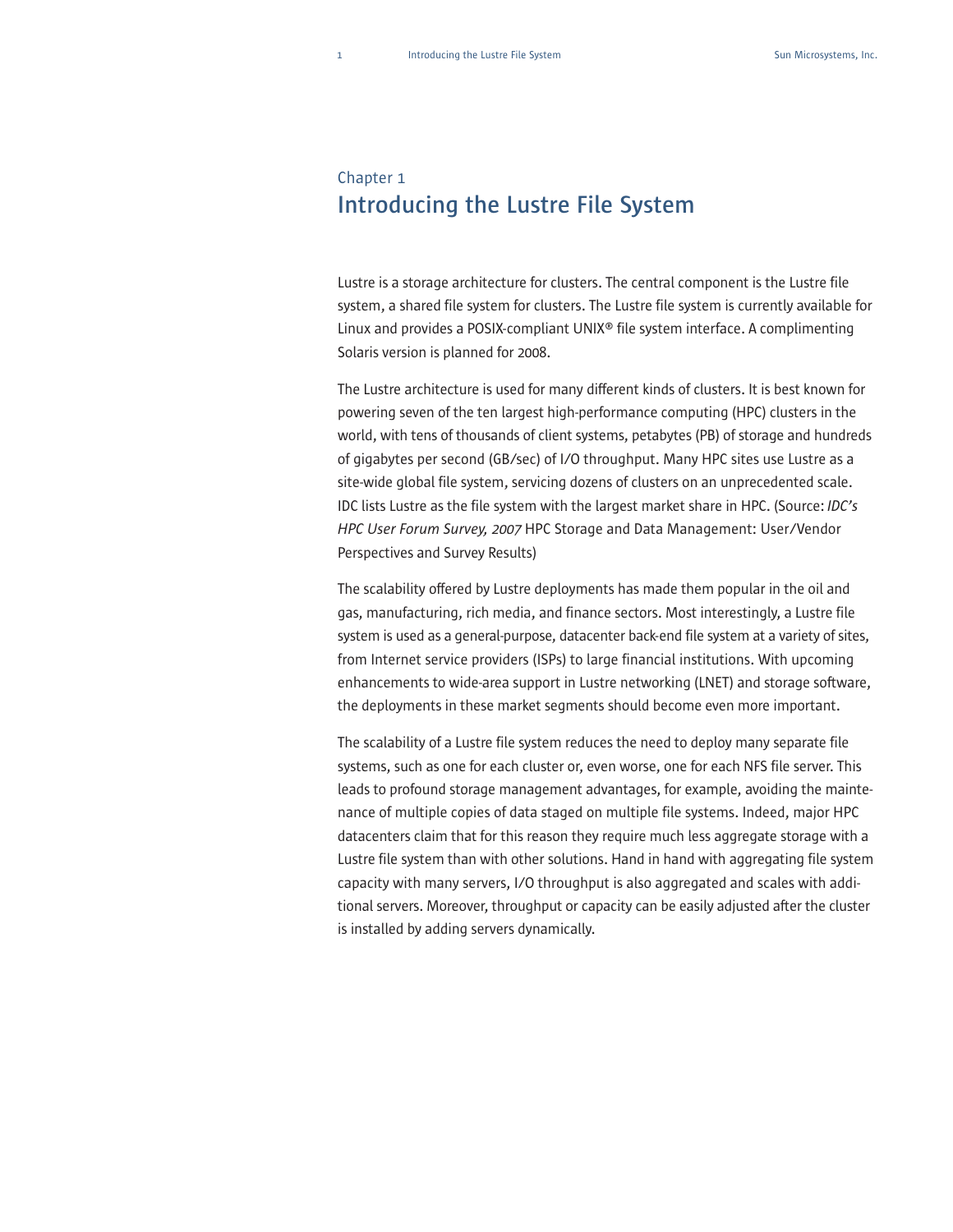Chapter 1

# Introducing the Lustre File System

Lustre is a storage architecture for clusters. The central component is the Lustre file system, a shared file system for clusters. The Lustre file system is currently available for Linux and provides a POSIX-compliant UNIX® file system interface. A complimenting Solaris version is planned for 2008.

The Lustre architecture is used for many different kinds of clusters. It is best known for powering seven of the ten largest high-performance computing (HPC) clusters in the world, with tens of thousands of client systems, petabytes (PB) of storage and hundreds of gigabytes per second (GB/sec) of I/O throughput. Many HPC sites use Lustre as a site-wide global file system, servicing dozens of clusters on an unprecedented scale. IDC lists Lustre as the file system with the largest market share in HPC. (Source: *IDC's HPC User Forum Survey, 2007* HPC Storage and Data Management: User/Vendor Perspectives and Survey Results)

The scalability offered by Lustre deployments has made them popular in the oil and gas, manufacturing, rich media, and finance sectors. Most interestingly, a Lustre file system is used as a general-purpose, datacenter back-end file system at a variety of sites, from Internet service providers (ISPs) to large financial institutions. With upcoming enhancements to wide-area support in Lustre networking (LNET) and storage software, the deployments in these market segments should become even more important.

The scalability of a Lustre file system reduces the need to deploy many separate file systems, such as one for each cluster or, even worse, one for each NFS file server. This leads to profound storage management advantages, for example, avoiding the maintenance of multiple copies of data staged on multiple file systems. Indeed, major HPC datacenters claim that for this reason they require much less aggregate storage with a Lustre file system than with other solutions. Hand in hand with aggregating file system capacity with many servers, I/O throughput is also aggregated and scales with additional servers. Moreover, throughput or capacity can be easily adjusted after the cluster is installed by adding servers dynamically.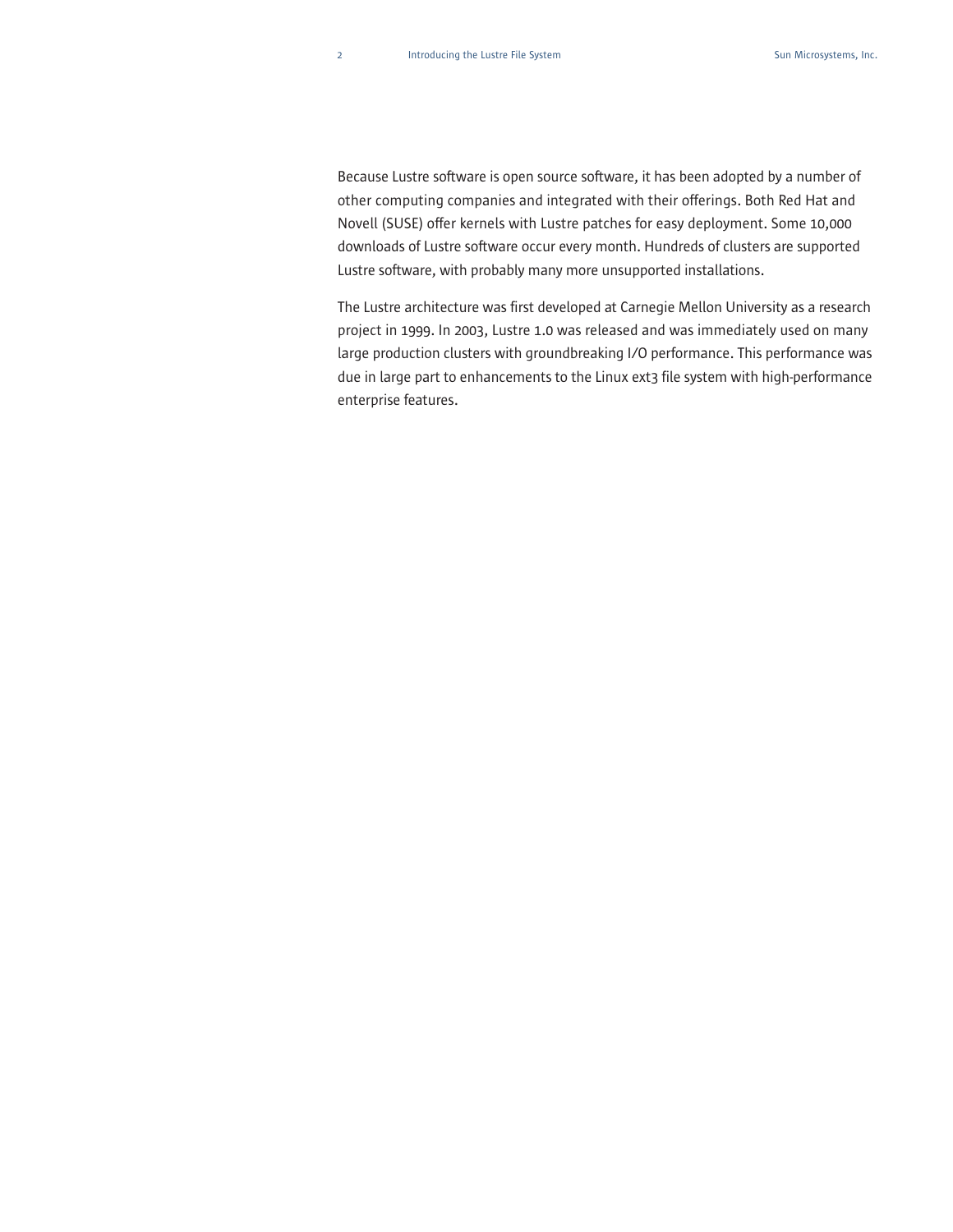Because Lustre software is open source software, it has been adopted by a number of other computing companies and integrated with their offerings. Both Red Hat and Novell (SUSE) offer kernels with Lustre patches for easy deployment. Some 10,000 downloads of Lustre software occur every month. Hundreds of clusters are supported Lustre software, with probably many more unsupported installations.

The Lustre architecture was first developed at Carnegie Mellon University as a research project in 1999. In 2003, Lustre 1.0 was released and was immediately used on many large production clusters with groundbreaking I/O performance. This performance was due in large part to enhancements to the Linux ext3 file system with high-performance enterprise features.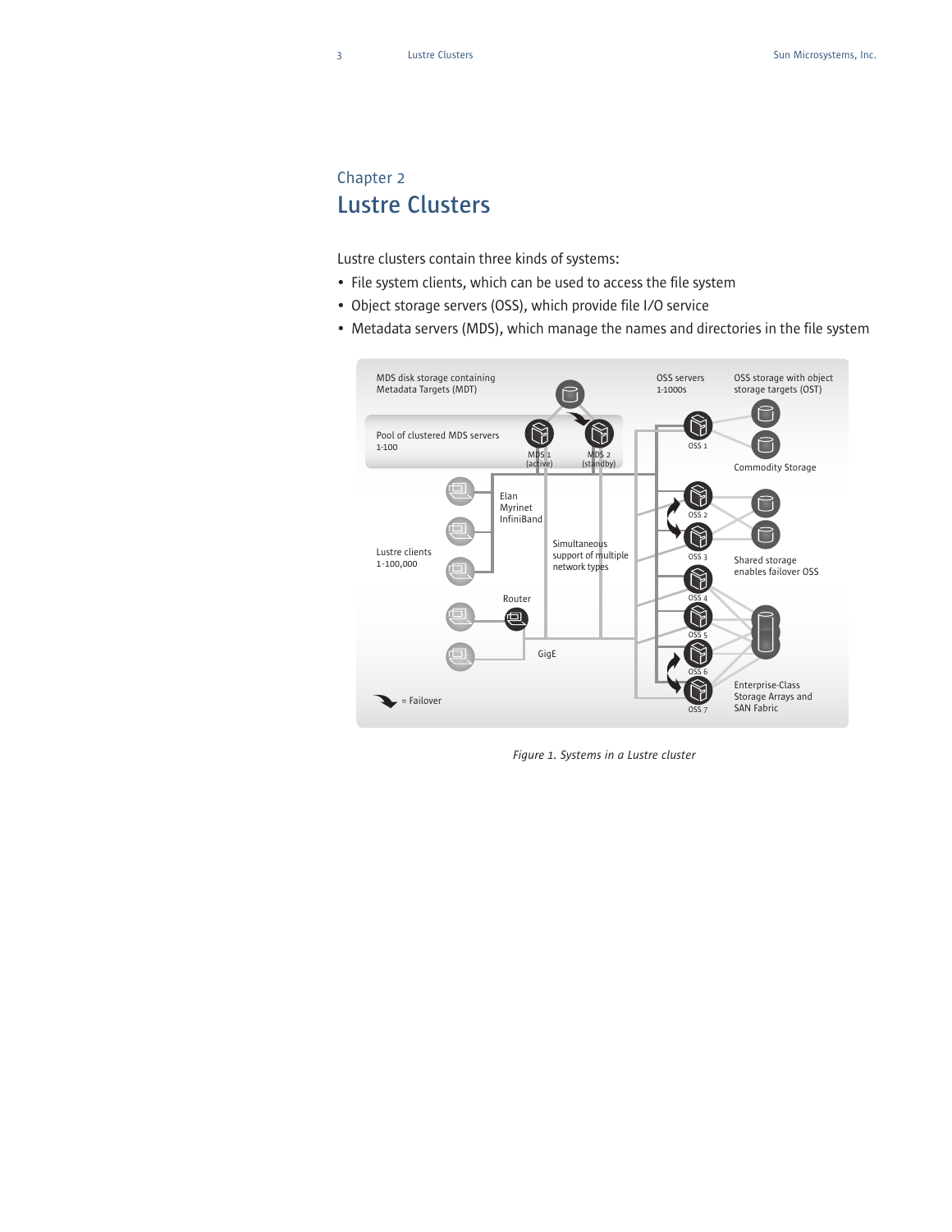Chapter 2

# Lustre Clusters

Lustre clusters contain three kinds of systems:

- File system clients, which can be used to access the file system
- Object storage servers (OSS), which provide file I/O service
- Metadata servers (MDS), which manage the names and directories in the file system

*Figure 1. Systems in a Lustre cluster*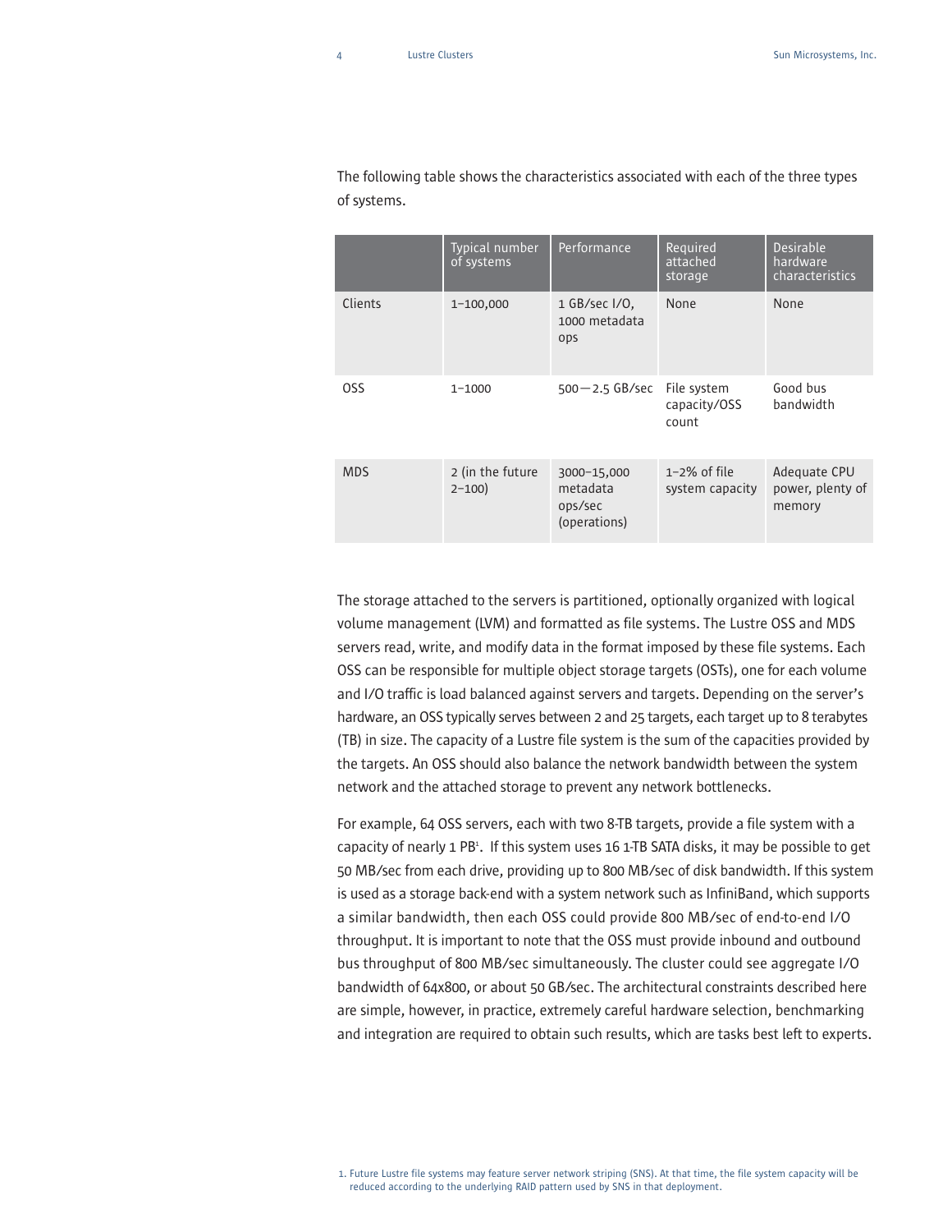The following table shows the characteristics associated with each of the three types of systems.

| | Typical number of systems | Performance | Required attached storage | Desirable hardware characteristics |
|---|---|---|---|---|
| Clients | 1–100,000 | 1 GB/sec I/O, 1000 metadata ops | None | None |
| OSS | 1–1000 | 500—2.5 GB/sec | File system capacity/OSS count | Good bus bandwidth |
| MDS | 2 (in the future 2–100) | 3000–15,000 metadata ops/sec (operations) | 1–2% of file system capacity | Adequate CPU power, plenty of memory |

The storage attached to the servers is partitioned, optionally organized with logical volume management (LVM) and formatted as file systems. The Lustre OSS and MDS servers read, write, and modify data in the format imposed by these file systems. Each OSS can be responsible for multiple object storage targets (OSTs), one for each volume and I/O traffic is load balanced against servers and targets. Depending on the server's hardware, an OSS typically serves between 2 and 25 targets, each target up to 8 terabytes (TB) in size. The capacity of a Lustre file system is the sum of the capacities provided by the targets. An OSS should also balance the network bandwidth between the system network and the attached storage to prevent any network bottlenecks.

For example, 64 OSS servers, each with two 8-TB targets, provide a file system with a capacity of nearly 1 PB[1]. If this system uses 16 1-TB SATA disks, it may be possible to get 50 MB/sec from each drive, providing up to 800 MB/sec of disk bandwidth. If this system is used as a storage back-end with a system network such as InfiniBand, which supports a similar bandwidth, then each OSS could provide 800 MB/sec of end-to-end I/O throughput. It is important to note that the OSS must provide inbound and outbound bus throughput of 800 MB/sec simultaneously. The cluster could see aggregate I/O bandwidth of 64x800, or about 50 GB/sec. The architectural constraints described here are simple, however, in practice, extremely careful hardware selection, benchmarking and integration are required to obtain such results, which are tasks best left to experts.

1. Future Lustre file systems may feature server network striping (SNS). At that time, the file system capacity will be reduced according to the underlying RAID pattern used by SNS in that deployment.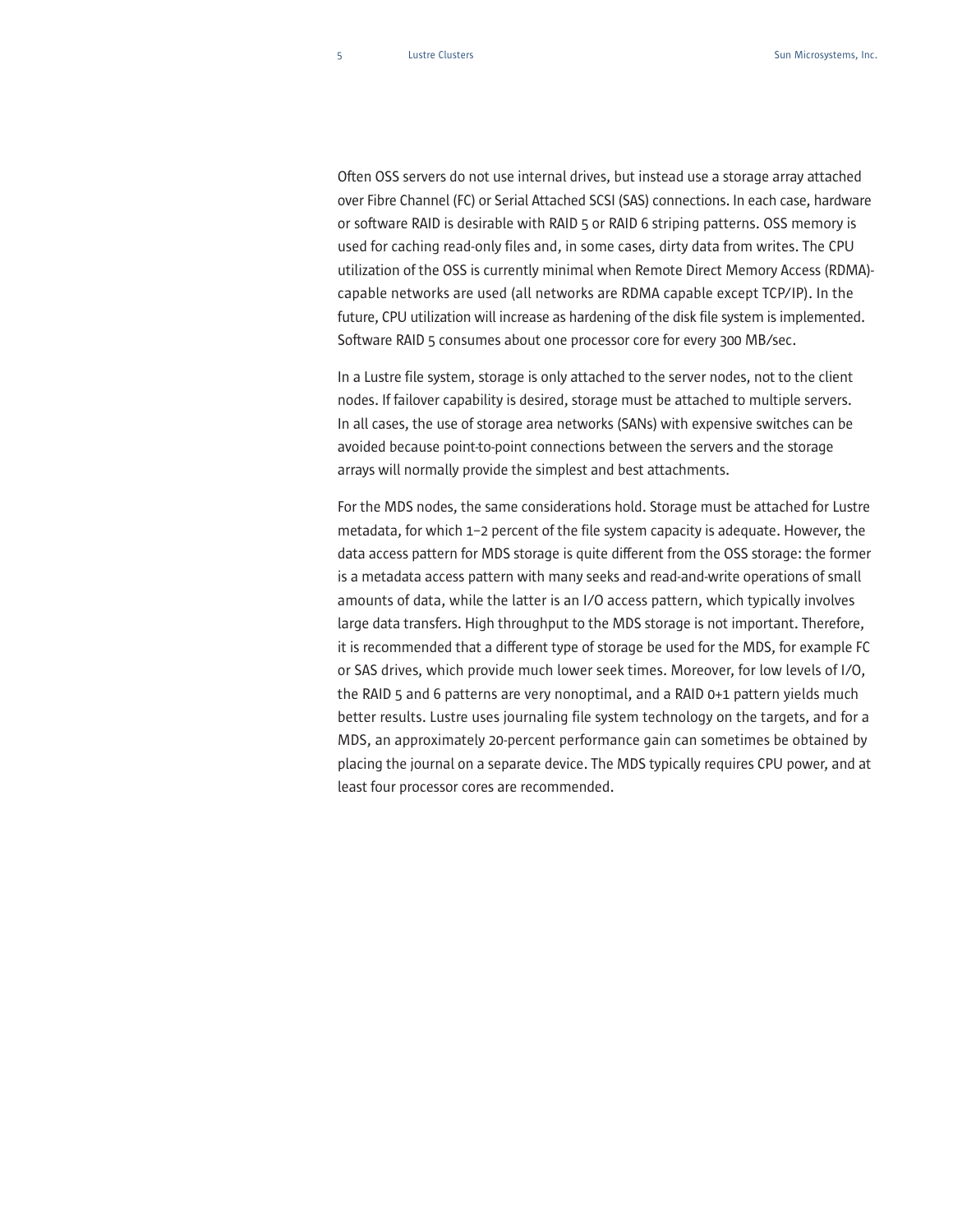Often OSS servers do not use internal drives, but instead use a storage array attached over Fibre Channel (FC) or Serial Attached SCSI (SAS) connections. In each case, hardware or software RAID is desirable with RAID 5 or RAID 6 striping patterns. OSS memory is used for caching read-only files and, in some cases, dirty data from writes. The CPU utilization of the OSS is currently minimal when Remote Direct Memory Access (RDMA)-capable networks are used (all networks are RDMA capable except TCP/IP). In the future, CPU utilization will increase as hardening of the disk file system is implemented. Software RAID 5 consumes about one processor core for every 300 MB/sec.

In a Lustre file system, storage is only attached to the server nodes, not to the client nodes. If failover capability is desired, storage must be attached to multiple servers. In all cases, the use of storage area networks (SANs) with expensive switches can be avoided because point-to-point connections between the servers and the storage arrays will normally provide the simplest and best attachments.

For the MDS nodes, the same considerations hold. Storage must be attached for Lustre metadata, for which 1–2 percent of the file system capacity is adequate. However, the data access pattern for MDS storage is quite different from the OSS storage: the former is a metadata access pattern with many seeks and read-and-write operations of small amounts of data, while the latter is an I/O access pattern, which typically involves large data transfers. High throughput to the MDS storage is not important. Therefore, it is recommended that a different type of storage be used for the MDS, for example FC or SAS drives, which provide much lower seek times. Moreover, for low levels of I/O, the RAID 5 and 6 patterns are very nonoptimal, and a RAID 0+1 pattern yields much better results. Lustre uses journaling file system technology on the targets, and for a MDS, an approximately 20-percent performance gain can sometimes be obtained by placing the journal on a separate device. The MDS typically requires CPU power, and at least four processor cores are recommended.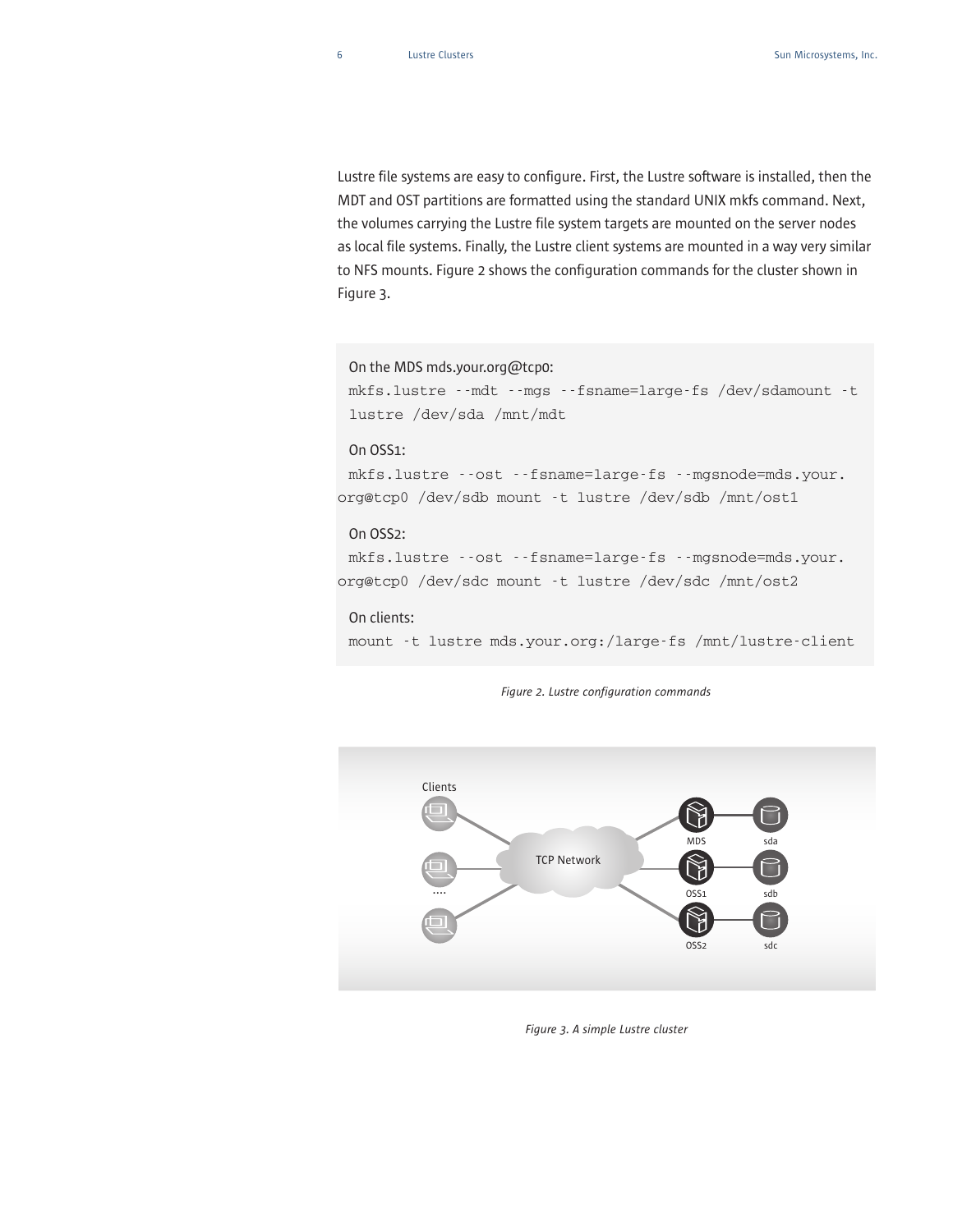Lustre file systems are easy to configure. First, the Lustre software is installed, then the MDT and OST partitions are formatted using the standard UNIX mkfs command. Next, the volumes carrying the Lustre file system targets are mounted on the server nodes as local file systems. Finally, the Lustre client systems are mounted in a way very similar to NFS mounts. Figure 2 shows the configuration commands for the cluster shown in Figure 3.

On the MDS mds.your.org@tcp0:

```
mkfs.lustre --mdt --mgs --fsname=large-fs /dev/sdamount -t
lustre /dev/sda /mnt/mdt
```

On OSS1:

```
mkfs.lustre --ost --fsname=large-fs --mgsnode=mds.your.
org@tcp0 /dev/sdb mount -t lustre /dev/sdb /mnt/ost1
```

On OSS2:

```
mkfs.lustre --ost --fsname=large-fs --mgsnode=mds.your.
org@tcp0 /dev/sdc mount -t lustre /dev/sdc /mnt/ost2
```

On clients:

```
mount -t lustre mds.your.org:/large-fs /mnt/lustre-client
```

*Figure 2. Lustre configuration commands*

*Figure 3. A simple Lustre cluster*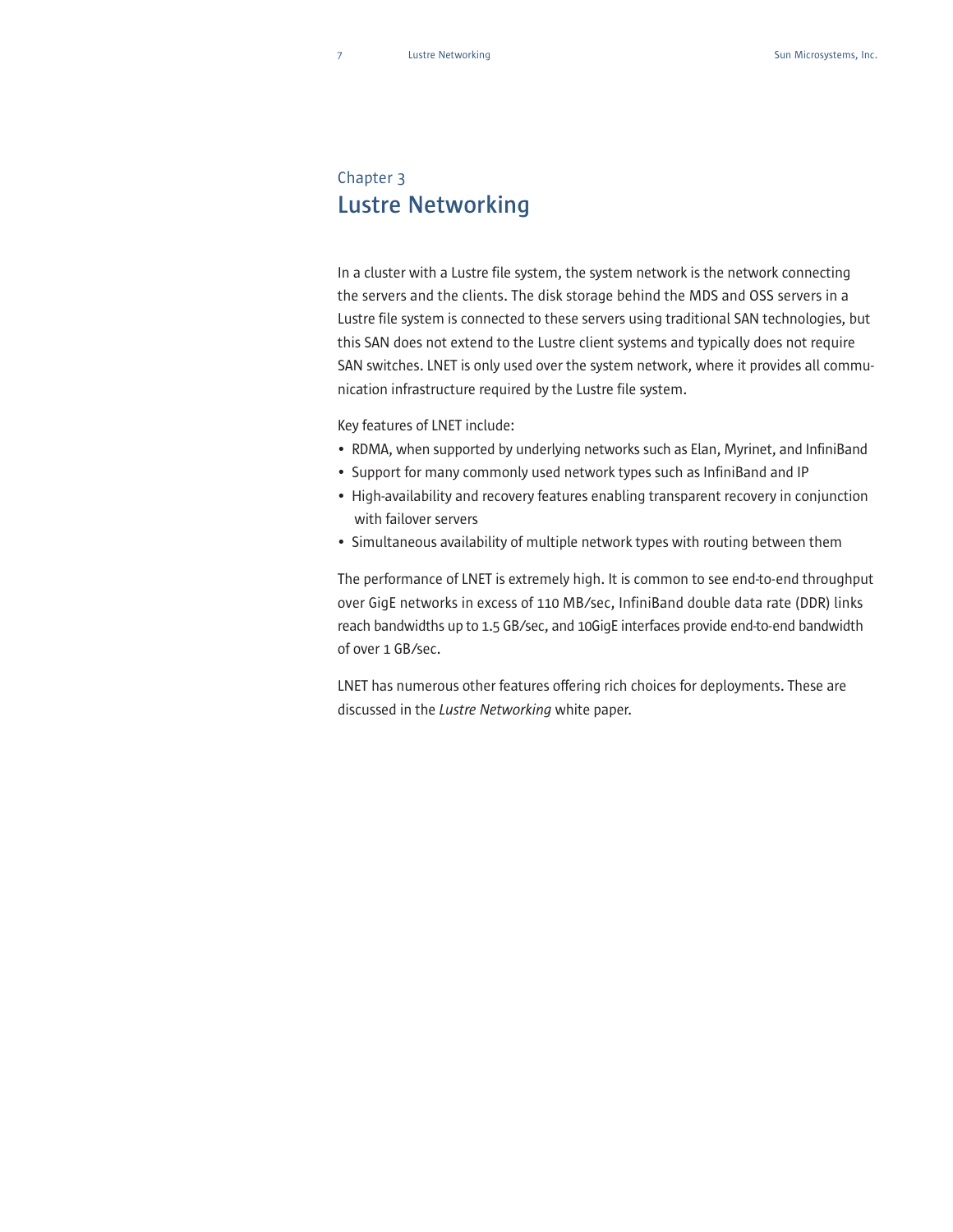Chapter 3

# Lustre Networking

In a cluster with a Lustre file system, the system network is the network connecting the servers and the clients. The disk storage behind the MDS and OSS servers in a Lustre file system is connected to these servers using traditional SAN technologies, but this SAN does not extend to the Lustre client systems and typically does not require SAN switches. LNET is only used over the system network, where it provides all communication infrastructure required by the Lustre file system.

Key features of LNET include:

- RDMA, when supported by underlying networks such as Elan, Myrinet, and InfiniBand
- Support for many commonly used network types such as InfiniBand and IP
- High-availability and recovery features enabling transparent recovery in conjunction with failover servers
- Simultaneous availability of multiple network types with routing between them

The performance of LNET is extremely high. It is common to see end-to-end throughput over GigE networks in excess of 110 MB/sec, InfiniBand double data rate (DDR) links reach bandwidths up to 1.5 GB/sec, and 10GigE interfaces provide end-to-end bandwidth of over 1 GB/sec.

LNET has numerous other features offering rich choices for deployments. These are discussed in the *Lustre Networking* white paper.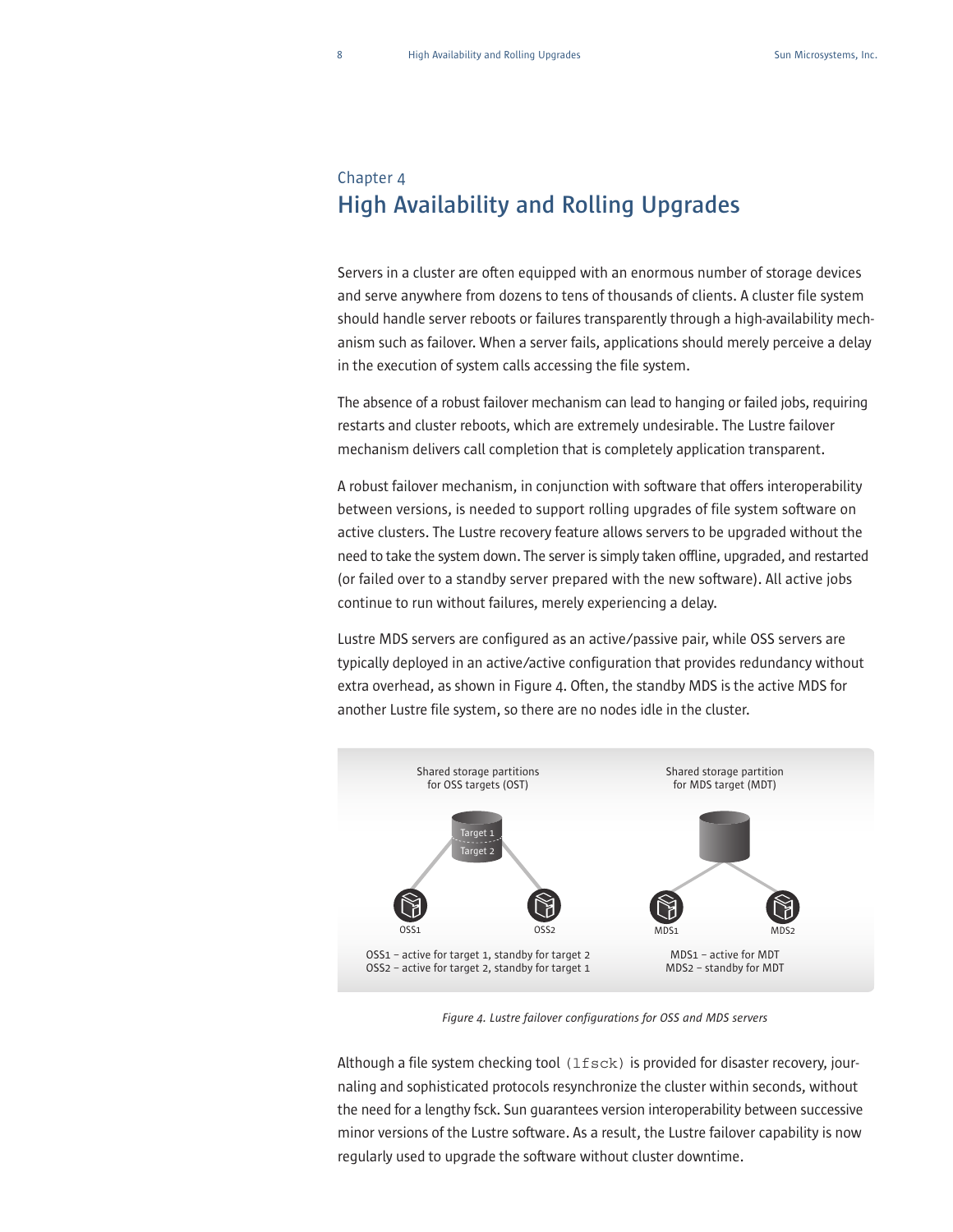Chapter 4

# High Availability and Rolling Upgrades

Servers in a cluster are often equipped with an enormous number of storage devices and serve anywhere from dozens to tens of thousands of clients. A cluster file system should handle server reboots or failures transparently through a high-availability mechanism such as failover. When a server fails, applications should merely perceive a delay in the execution of system calls accessing the file system.

The absence of a robust failover mechanism can lead to hanging or failed jobs, requiring restarts and cluster reboots, which are extremely undesirable. The Lustre failover mechanism delivers call completion that is completely application transparent.

A robust failover mechanism, in conjunction with software that offers interoperability between versions, is needed to support rolling upgrades of file system software on active clusters. The Lustre recovery feature allows servers to be upgraded without the need to take the system down. The server is simply taken offline, upgraded, and restarted (or failed over to a standby server prepared with the new software). All active jobs continue to run without failures, merely experiencing a delay.

Lustre MDS servers are configured as an active/passive pair, while OSS servers are typically deployed in an active/active configuration that provides redundancy without extra overhead, as shown in Figure 4. Often, the standby MDS is the active MDS for another Lustre file system, so there are no nodes idle in the cluster.

Shared storage partitions for OSS targets (OST)

Target 1
Target 2

OSS1 OSS2

OSS1 – active for target 1, standby for target 2
OSS2 – active for target 2, standby for target 1

Shared storage partition for MDS target (MDT)

MDS1 MDS2

MDS1 – active for MDT
MDS2 – standby for MDT

*Figure 4. Lustre failover configurations for OSS and MDS servers*

Although a file system checking tool (`lfsck`) is provided for disaster recovery, journaling and sophisticated protocols resynchronize the cluster within seconds, without the need for a lengthy fsck. Sun guarantees version interoperability between successive minor versions of the Lustre software. As a result, the Lustre failover capability is now regularly used to upgrade the software without cluster downtime.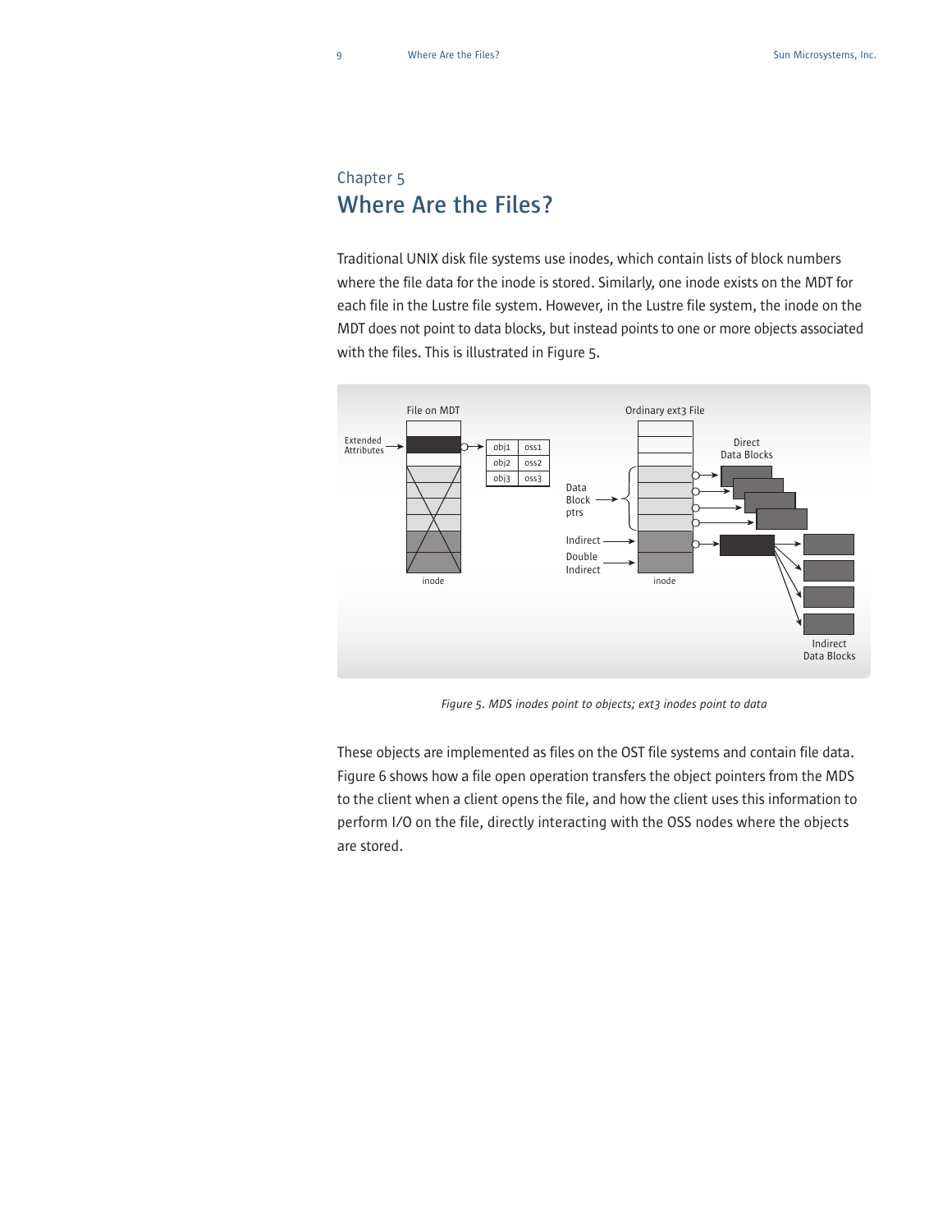## Chapter 5

# Where Are the Files?

Traditional UNIX disk file systems use inodes, which contain lists of block numbers where the file data for the inode is stored. Similarly, one inode exists on the MDT for each file in the Lustre file system. However, in the Lustre file system, the inode on the MDT does not point to data blocks, but instead points to one or more objects associated with the files. This is illustrated in Figure 5.

*Figure 5. MDS inodes point to objects; ext3 inodes point to data*

These objects are implemented as files on the OST file systems and contain file data. Figure 6 shows how a file open operation transfers the object pointers from the MDS to the client when a client opens the file, and how the client uses this information to perform I/O on the file, directly interacting with the OSS nodes where the objects are stored.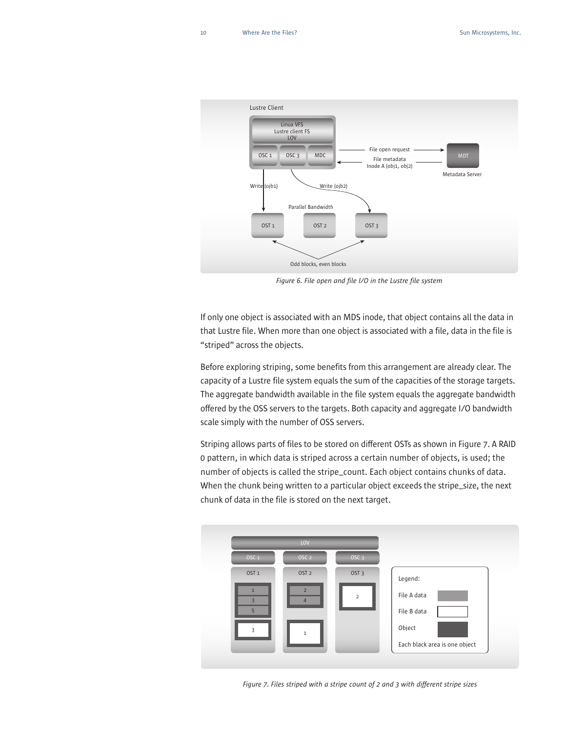Figure 6. File open and file I/O in the Lustre file system

If only one object is associated with an MDS inode, that object contains all the data in that Lustre file. When more than one object is associated with a file, data in the file is "striped" across the objects.

Before exploring striping, some benefits from this arrangement are already clear. The capacity of a Lustre file system equals the sum of the capacities of the storage targets. The aggregate bandwidth available in the file system equals the aggregate bandwidth offered by the OSS servers to the targets. Both capacity and aggregate I/O bandwidth scale simply with the number of OSS servers.

Striping allows parts of files to be stored on different OSTs as shown in Figure 7. A RAID 0 pattern, in which data is striped across a certain number of objects, is used; the number of objects is called the stripe_count. Each object contains chunks of data. When the chunk being written to a particular object exceeds the stripe_size, the next chunk of data in the file is stored on the next target.

Figure 7. Files striped with a stripe count of 2 and 3 with different stripe sizes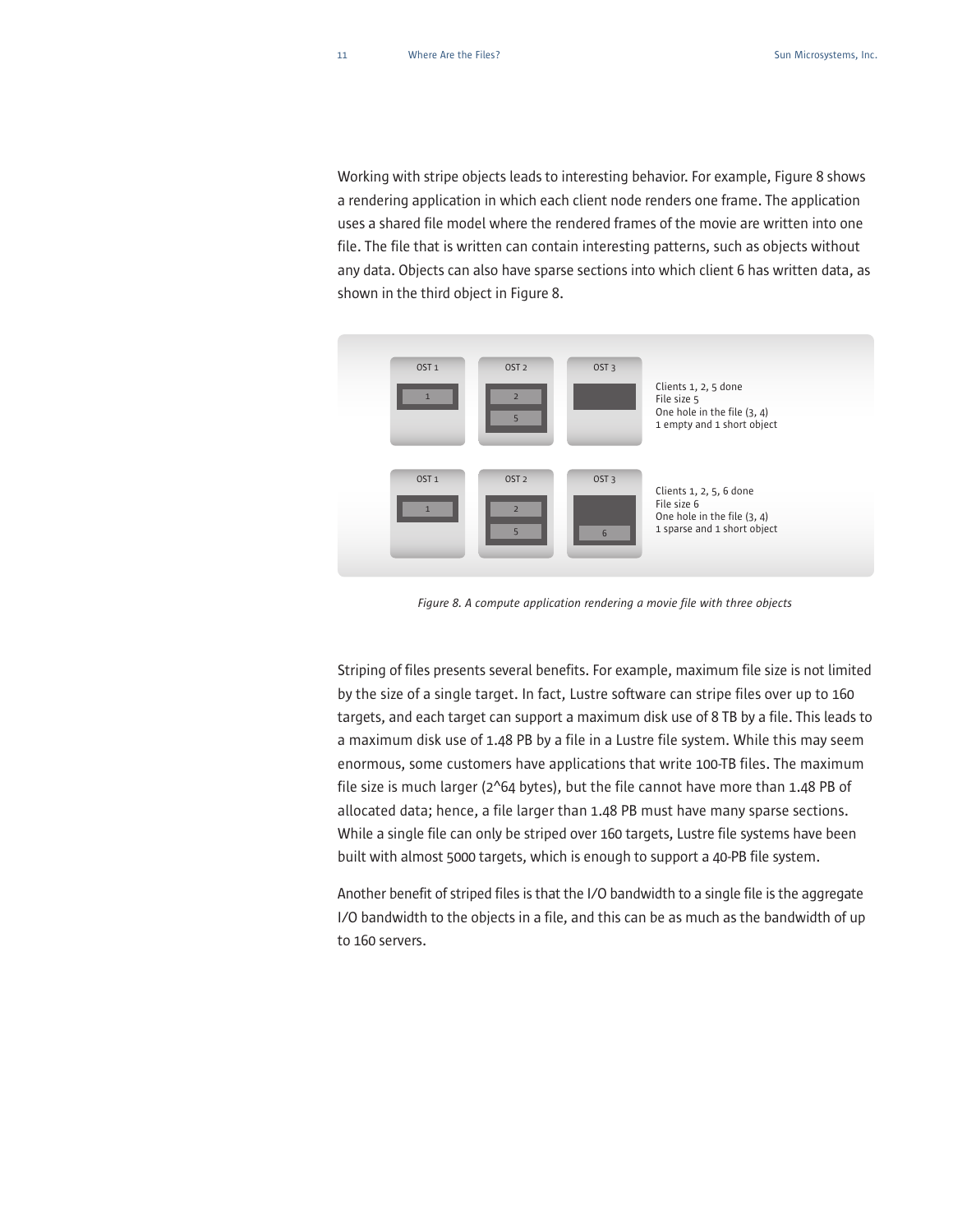Working with stripe objects leads to interesting behavior. For example, Figure 8 shows a rendering application in which each client node renders one frame. The application uses a shared file model where the rendered frames of the movie are written into one file. The file that is written can contain interesting patterns, such as objects without any data. Objects can also have sparse sections into which client 6 has written data, as shown in the third object in Figure 8.

OST 1 | OST 2 | OST 3

Clients 1, 2, 5 done
File size 5
One hole in the file (3, 4)
1 empty and 1 short object

OST 1 | OST 2 | OST 3

Clients 1, 2, 5, 6 done
File size 6
One hole in the file (3, 4)
1 sparse and 1 short object

*Figure 8. A compute application rendering a movie file with three objects*

Striping of files presents several benefits. For example, maximum file size is not limited by the size of a single target. In fact, Lustre software can stripe files over up to 160 targets, and each target can support a maximum disk use of 8 TB by a file. This leads to a maximum disk use of 1.48 PB by a file in a Lustre file system. While this may seem enormous, some customers have applications that write 100-TB files. The maximum file size is much larger (2^64 bytes), but the file cannot have more than 1.48 PB of allocated data; hence, a file larger than 1.48 PB must have many sparse sections. While a single file can only be striped over 160 targets, Lustre file systems have been built with almost 5000 targets, which is enough to support a 40-PB file system.

Another benefit of striped files is that the I/O bandwidth to a single file is the aggregate I/O bandwidth to the objects in a file, and this can be as much as the bandwidth of up to 160 servers.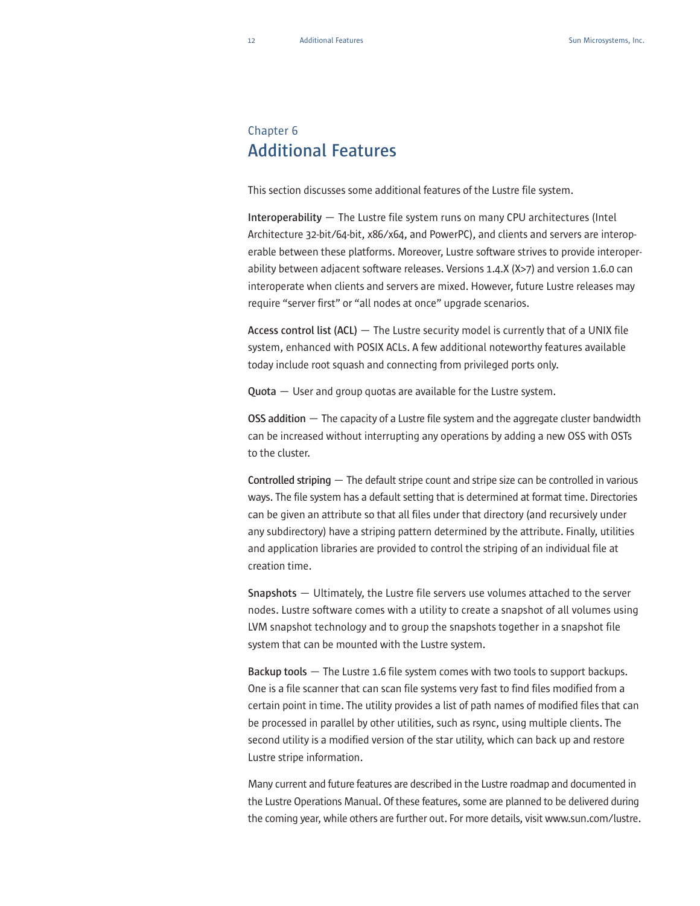Chapter 6

# Additional Features

This section discusses some additional features of the Lustre file system.

**Interoperability** — The Lustre file system runs on many CPU architectures (Intel Architecture 32-bit/64-bit, x86/x64, and PowerPC), and clients and servers are interoperable between these platforms. Moreover, Lustre software strives to provide interoperability between adjacent software releases. Versions 1.4.X (X>7) and version 1.6.0 can interoperate when clients and servers are mixed. However, future Lustre releases may require “server first” or “all nodes at once” upgrade scenarios.

**Access control list (ACL)** — The Lustre security model is currently that of a UNIX file system, enhanced with POSIX ACLs. A few additional noteworthy features available today include root squash and connecting from privileged ports only.

**Quota** — User and group quotas are available for the Lustre system.

**OSS addition** — The capacity of a Lustre file system and the aggregate cluster bandwidth can be increased without interrupting any operations by adding a new OSS with OSTs to the cluster.

**Controlled striping** — The default stripe count and stripe size can be controlled in various ways. The file system has a default setting that is determined at format time. Directories can be given an attribute so that all files under that directory (and recursively under any subdirectory) have a striping pattern determined by the attribute. Finally, utilities and application libraries are provided to control the striping of an individual file at creation time.

**Snapshots** — Ultimately, the Lustre file servers use volumes attached to the server nodes. Lustre software comes with a utility to create a snapshot of all volumes using LVM snapshot technology and to group the snapshots together in a snapshot file system that can be mounted with the Lustre system.

**Backup tools** — The Lustre 1.6 file system comes with two tools to support backups. One is a file scanner that can scan file systems very fast to find files modified from a certain point in time. The utility provides a list of path names of modified files that can be processed in parallel by other utilities, such as rsync, using multiple clients. The second utility is a modified version of the star utility, which can back up and restore Lustre stripe information.

Many current and future features are described in the Lustre roadmap and documented in the Lustre Operations Manual. Of these features, some are planned to be delivered during the coming year, while others are further out. For more details, visit www.sun.com/lustre.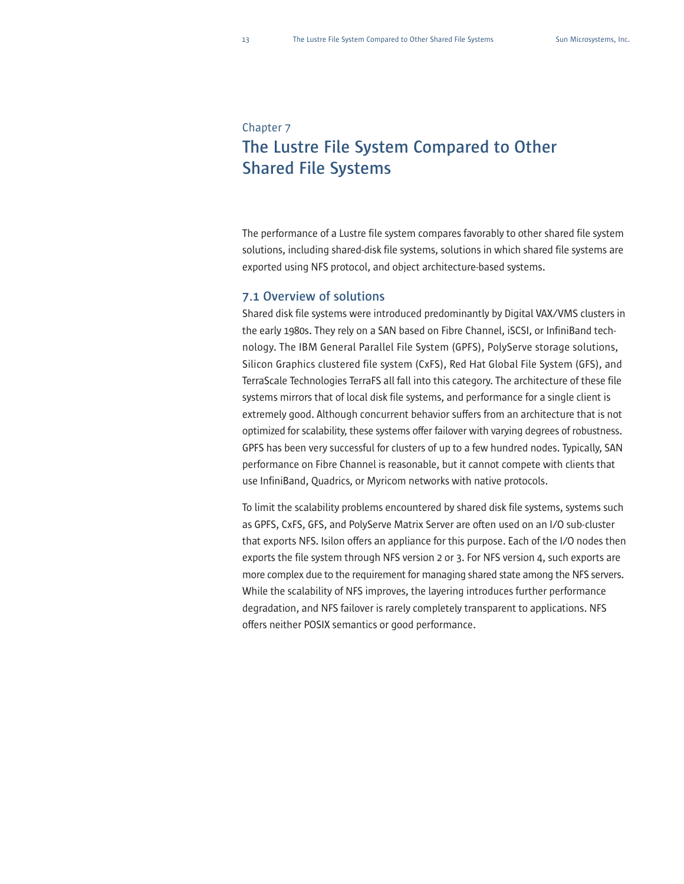Chapter 7

# The Lustre File System Compared to Other Shared File Systems

The performance of a Lustre file system compares favorably to other shared file system solutions, including shared-disk file systems, solutions in which shared file systems are exported using NFS protocol, and object architecture-based systems.

## 7.1 Overview of solutions

Shared disk file systems were introduced predominantly by Digital VAX/VMS clusters in the early 1980s. They rely on a SAN based on Fibre Channel, iSCSI, or InfiniBand technology. The IBM General Parallel File System (GPFS), PolyServe storage solutions, Silicon Graphics clustered file system (CxFS), Red Hat Global File System (GFS), and TerraScale Technologies TerraFS all fall into this category. The architecture of these file systems mirrors that of local disk file systems, and performance for a single client is extremely good. Although concurrent behavior suffers from an architecture that is not optimized for scalability, these systems offer failover with varying degrees of robustness. GPFS has been very successful for clusters of up to a few hundred nodes. Typically, SAN performance on Fibre Channel is reasonable, but it cannot compete with clients that use InfiniBand, Quadrics, or Myricom networks with native protocols.

To limit the scalability problems encountered by shared disk file systems, systems such as GPFS, CxFS, GFS, and PolyServe Matrix Server are often used on an I/O sub-cluster that exports NFS. Isilon offers an appliance for this purpose. Each of the I/O nodes then exports the file system through NFS version 2 or 3. For NFS version 4, such exports are more complex due to the requirement for managing shared state among the NFS servers. While the scalability of NFS improves, the layering introduces further performance degradation, and NFS failover is rarely completely transparent to applications. NFS offers neither POSIX semantics or good performance.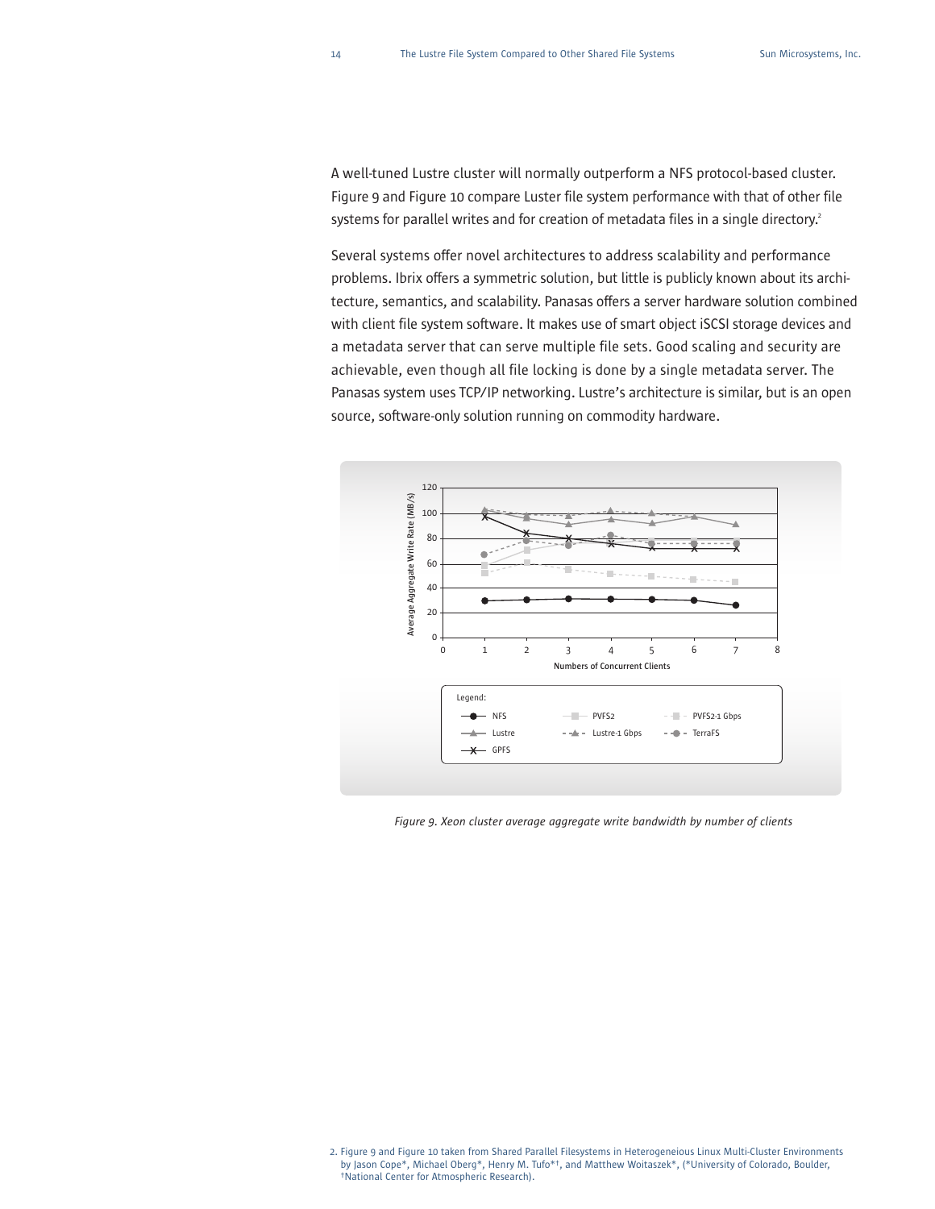A well-tuned Lustre cluster will normally outperform a NFS protocol-based cluster. Figure 9 and Figure 10 compare Luster file system performance with that of other file systems for parallel writes and for creation of metadata files in a single directory.[2]

Several systems offer novel architectures to address scalability and performance problems. Ibrix offers a symmetric solution, but little is publicly known about its architecture, semantics, and scalability. Panasas offers a server hardware solution combined with client file system software. It makes use of smart object iSCSI storage devices and a metadata server that can serve multiple file sets. Good scaling and security are achievable, even though all file locking is done by a single metadata server. The Panasas system uses TCP/IP networking. Lustre's architecture is similar, but is an open source, software-only solution running on commodity hardware.

*Figure 9. Xeon cluster average aggregate write bandwidth by number of clients*

2. Figure 9 and Figure 10 taken from Shared Parallel Filesystems in Heterogeneious Linux Multi-Cluster Environments by Jason Cope*, Michael Oberg*, Henry M. Tufo*†, and Matthew Woitaszek*, (*University of Colorado, Boulder, †National Center for Atmospheric Research).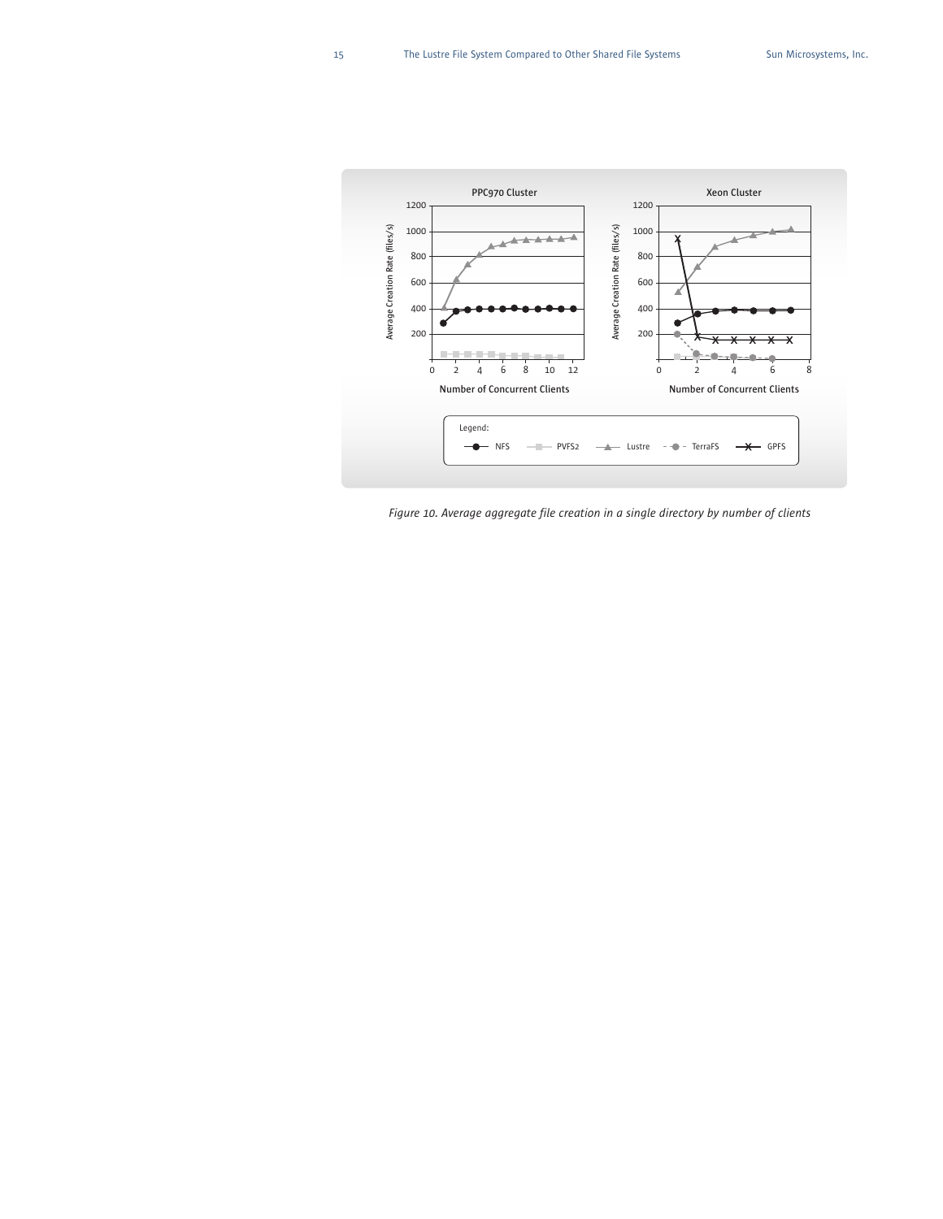*Figure 10. Average aggregate file creation in a single directory by number of clients*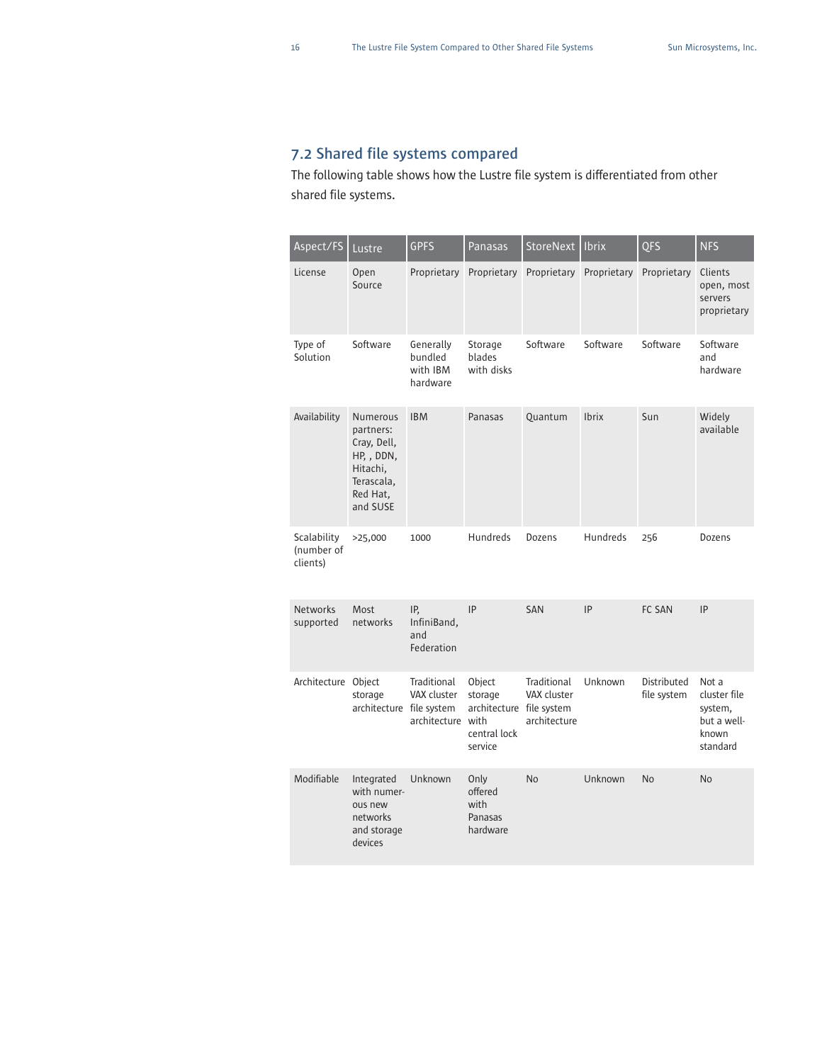## 7.2 Shared file systems compared

The following table shows how the Lustre file system is differentiated from other shared file systems.

| Aspect/FS | Lustre | GPFS | Panasas | StoreNext | Ibrix | QFS | NFS |
|---|---|---|---|---|---|---|---|
| License | Open Source | Proprietary | Proprietary | Proprietary | Proprietary | Proprietary | Clients open, most servers proprietary |
| Type of Solution | Software | Generally bundled with IBM hardware | Storage blades with disks | Software | Software | Software | Software and hardware |
| Availability | Numerous partners: Cray, Dell, HP, , DDN, Hitachi, Terascala, Red Hat, and SUSE | IBM | Panasas | Quantum | Ibrix | Sun | Widely available |
| Scalability (number of clients) | >25,000 | 1000 | Hundreds | Dozens | Hundreds | 256 | Dozens |
| Networks supported | Most networks | IP, InfiniBand, and Federation | IP | SAN | IP | FC SAN | IP |
| Architecture | Object storage architecture | Traditional VAX cluster file system architecture | Object storage architecture with central lock service | Traditional VAX cluster file system architecture | Unknown | Distributed file system | Not a cluster file system, but a well-known standard |
| Modifiable | Integrated with numerous new networks and storage devices | Unknown | Only offered with Panasas hardware | No | Unknown | No | No |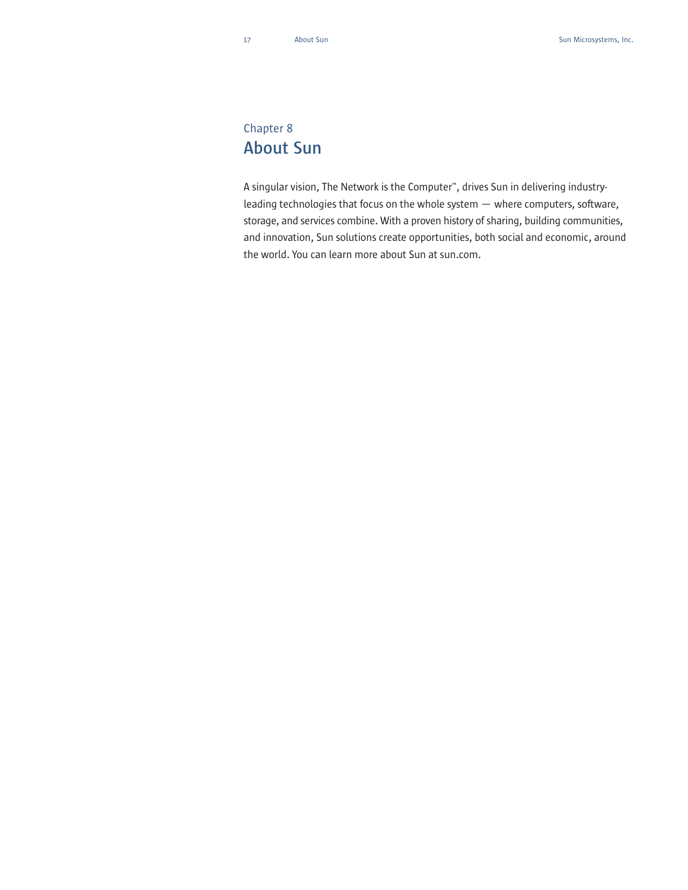Chapter 8

# About Sun

A singular vision, The Network is the Computer™, drives Sun in delivering industry-leading technologies that focus on the whole system — where computers, software, storage, and services combine. With a proven history of sharing, building communities, and innovation, Sun solutions create opportunities, both social and economic, around the world. You can learn more about Sun at sun.com.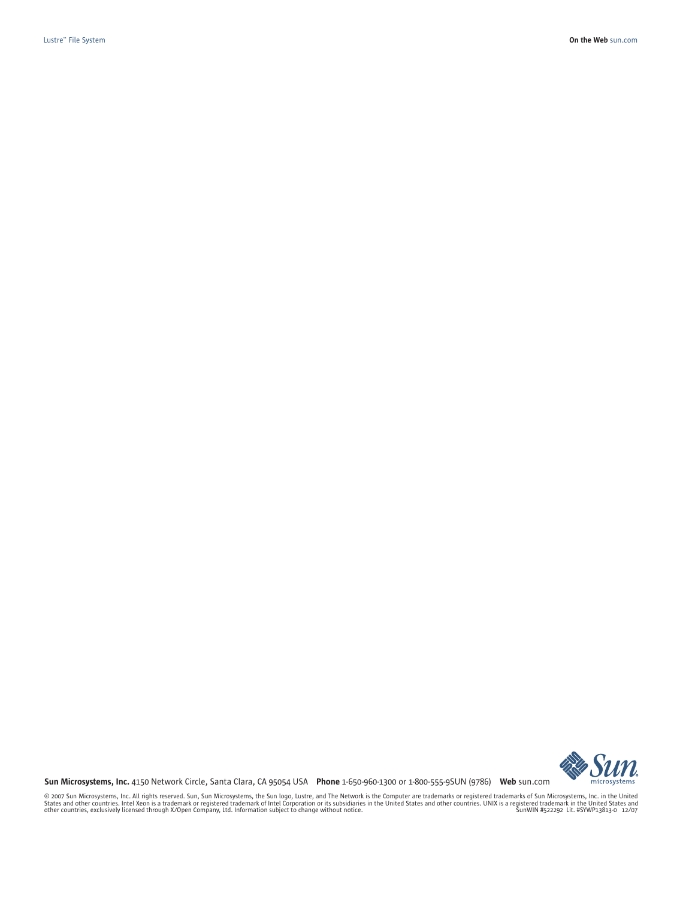**Sun Microsystems, Inc.** 4150 Network Circle, Santa Clara, CA 95054 USA **Phone** 1-650-960-1300 or 1-800-555-9SUN (9786) **Web** sun.com

© 2007 Sun Microsystems, Inc. All rights reserved. Sun, Sun Microsystems, the Sun logo, Lustre, and The Network is the Computer are trademarks or registered trademarks of Sun Microsystems, Inc. in the United States and other countries. Intel Xeon is a trademark or registered trademark of Intel Corporation or its subsidiaries in the United States and other countries. UNIX is a registered trademark in the United States and other countries, exclusively licensed through X/Open Company, Ltd. Information subject to change without notice. SunWIN #522292 Lit. #SYWP13813-0 12/07